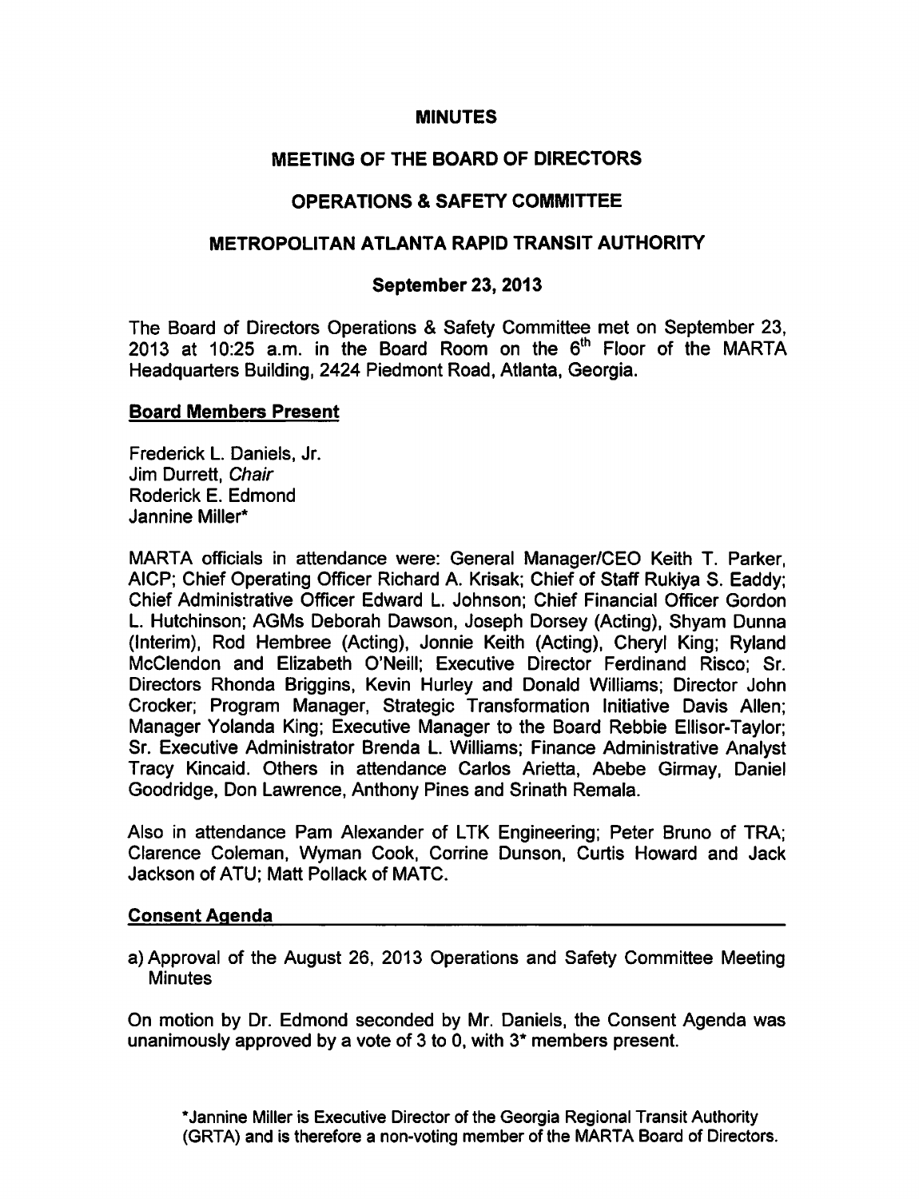# MINUTES

## MEETING OF THE BOARD OF DIRECTORS

## OPERATIONS & SAFETY COMMITTEE

## METROPOLITAN ATLANTA RAPID TRANSIT AUTHORITY

### September 23, 2013

The Board of Directors Operations & Safety Committee met on September 23, 2013 at 10:25 a.m. in the Board Room on the 6th Floor of the MARTA Headquarters Building, 2424 Piedmont Road, Atlanta, Georgia.

**Board Members Present**

Frederick L. Daniels, Jr.
Jim Durrett, *Chair*
Roderick E. Edmond
Jannine Miller*

MARTA officials in attendance were: General Manager/CEO Keith T. Parker, AICP; Chief Operating Officer Richard A. Krisak; Chief of Staff Rukiya S. Eaddy; Chief Administrative Officer Edward L. Johnson; Chief Financial Officer Gordon L. Hutchinson; AGMs Deborah Dawson, Joseph Dorsey (Acting), Shyam Dunna (Interim), Rod Hembree (Acting), Jonnie Keith (Acting), Cheryl King; Ryland McClendon and Elizabeth O'Neill; Executive Director Ferdinand Risco; Sr. Directors Rhonda Briggins, Kevin Hurley and Donald Williams; Director John Crocker; Program Manager, Strategic Transformation Initiative Davis Allen; Manager Yolanda King; Executive Manager to the Board Rebbie Ellisor-Taylor; Sr. Executive Administrator Brenda L. Williams; Finance Administrative Analyst Tracy Kincaid. Others in attendance Carlos Arietta, Abebe Girmay, Daniel Goodridge, Don Lawrence, Anthony Pines and Srinath Remala.

Also in attendance Pam Alexander of LTK Engineering; Peter Bruno of TRA; Clarence Coleman, Wyman Cook, Corrine Dunson, Curtis Howard and Jack Jackson of ATU; Matt Pollack of MATC.

**Consent Agenda**

a) Approval of the August 26, 2013 Operations and Safety Committee Meeting Minutes

On motion by Dr. Edmond seconded by Mr. Daniels, the Consent Agenda was unanimously approved by a vote of 3 to 0, with 3* members present.

*Jannine Miller is Executive Director of the Georgia Regional Transit Authority (GRTA) and is therefore a non-voting member of the MARTA Board of Directors.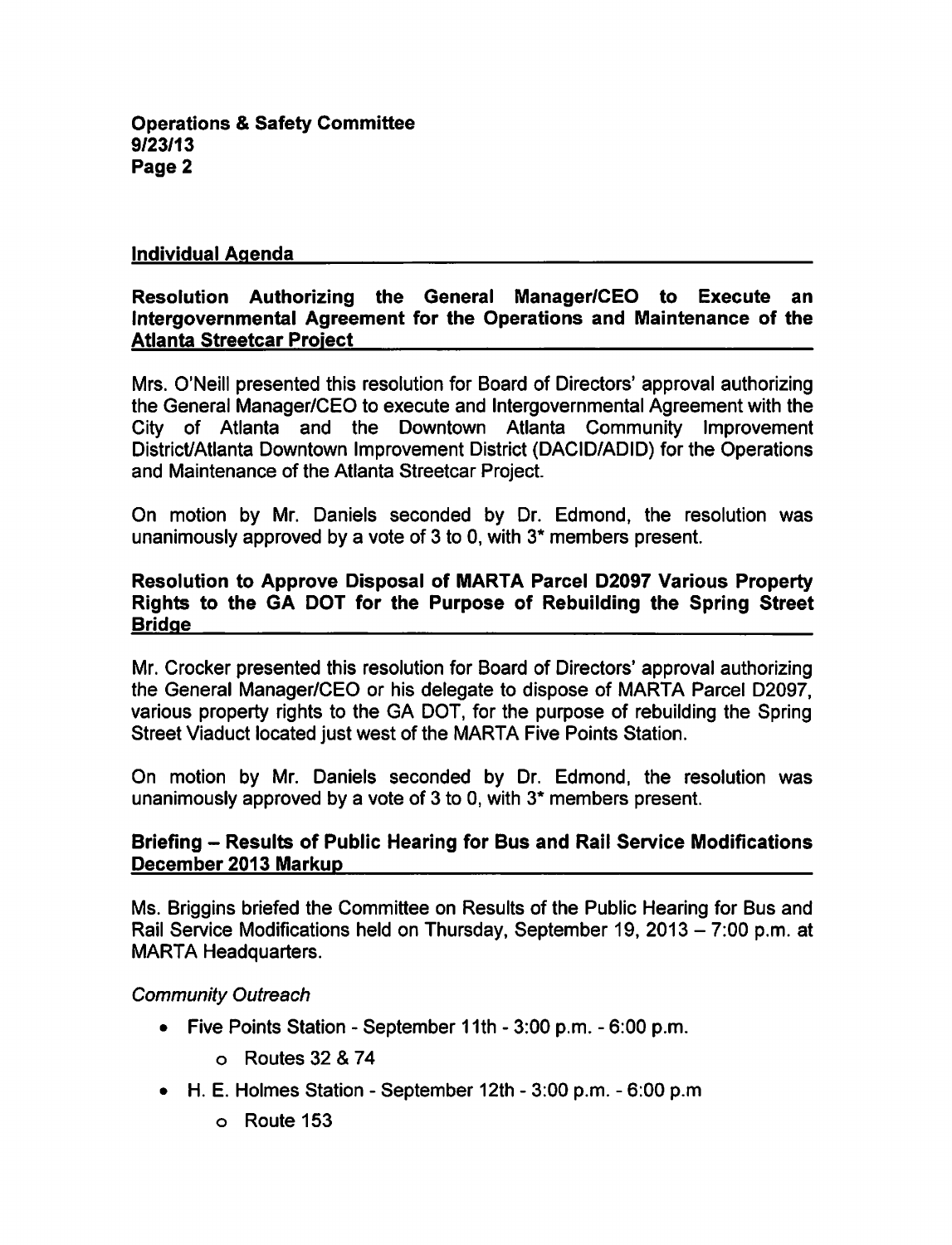## Individual Agenda

### Resolution Authorizing the General Manager/CEO to Execute an Intergovernmental Agreement for the Operations and Maintenance of the Atlanta Streetcar Project

Mrs. O'Neill presented this resolution for Board of Directors' approval authorizing the General Manager/CEO to execute and Intergovernmental Agreement with the City of Atlanta and the Downtown Atlanta Community Improvement District/Atlanta Downtown Improvement District (DACID/ADID) for the Operations and Maintenance of the Atlanta Streetcar Project.

On motion by Mr. Daniels seconded by Dr. Edmond, the resolution was unanimously approved by a vote of 3 to 0, with 3* members present.

### Resolution to Approve Disposal of MARTA Parcel D2097 Various Property Rights to the GA DOT for the Purpose of Rebuilding the Spring Street Bridge

Mr. Crocker presented this resolution for Board of Directors' approval authorizing the General Manager/CEO or his delegate to dispose of MARTA Parcel D2097, various property rights to the GA DOT, for the purpose of rebuilding the Spring Street Viaduct located just west of the MARTA Five Points Station.

On motion by Mr. Daniels seconded by Dr. Edmond, the resolution was unanimously approved by a vote of 3 to 0, with 3* members present.

### Briefing – Results of Public Hearing for Bus and Rail Service Modifications December 2013 Markup

Ms. Briggins briefed the Committee on Results of the Public Hearing for Bus and Rail Service Modifications held on Thursday, September 19, 2013 – 7:00 p.m. at MARTA Headquarters.

*Community Outreach*

- Five Points Station - September 11th - 3:00 p.m. - 6:00 p.m.
  - Routes 32 & 74
- H. E. Holmes Station - September 12th - 3:00 p.m. - 6:00 p.m
  - Route 153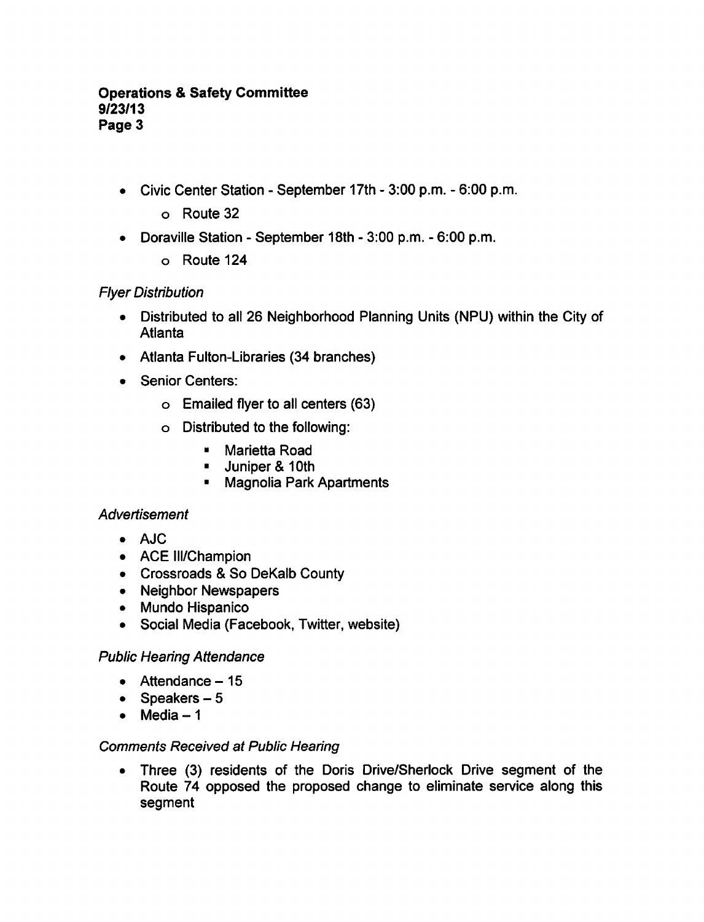- Civic Center Station - September 17th - 3:00 p.m. - 6:00 p.m.
    - Route 32
- Doraville Station - September 18th - 3:00 p.m. - 6:00 p.m.
    - Route 124

*Flyer Distribution*

- Distributed to all 26 Neighborhood Planning Units (NPU) within the City of Atlanta
- Atlanta Fulton-Libraries (34 branches)
- Senior Centers:
    - Emailed flyer to all centers (63)
    - Distributed to the following:
        - Marietta Road
        - Juniper & 10th
        - Magnolia Park Apartments

*Advertisement*

- AJC
- ACE III/Champion
- Crossroads & So DeKalb County
- Neighbor Newspapers
- Mundo Hispanico
- Social Media (Facebook, Twitter, website)

*Public Hearing Attendance*

- Attendance – 15
- Speakers – 5
- Media – 1

*Comments Received at Public Hearing*

- Three (3) residents of the Doris Drive/Sherlock Drive segment of the Route 74 opposed the proposed change to eliminate service along this segment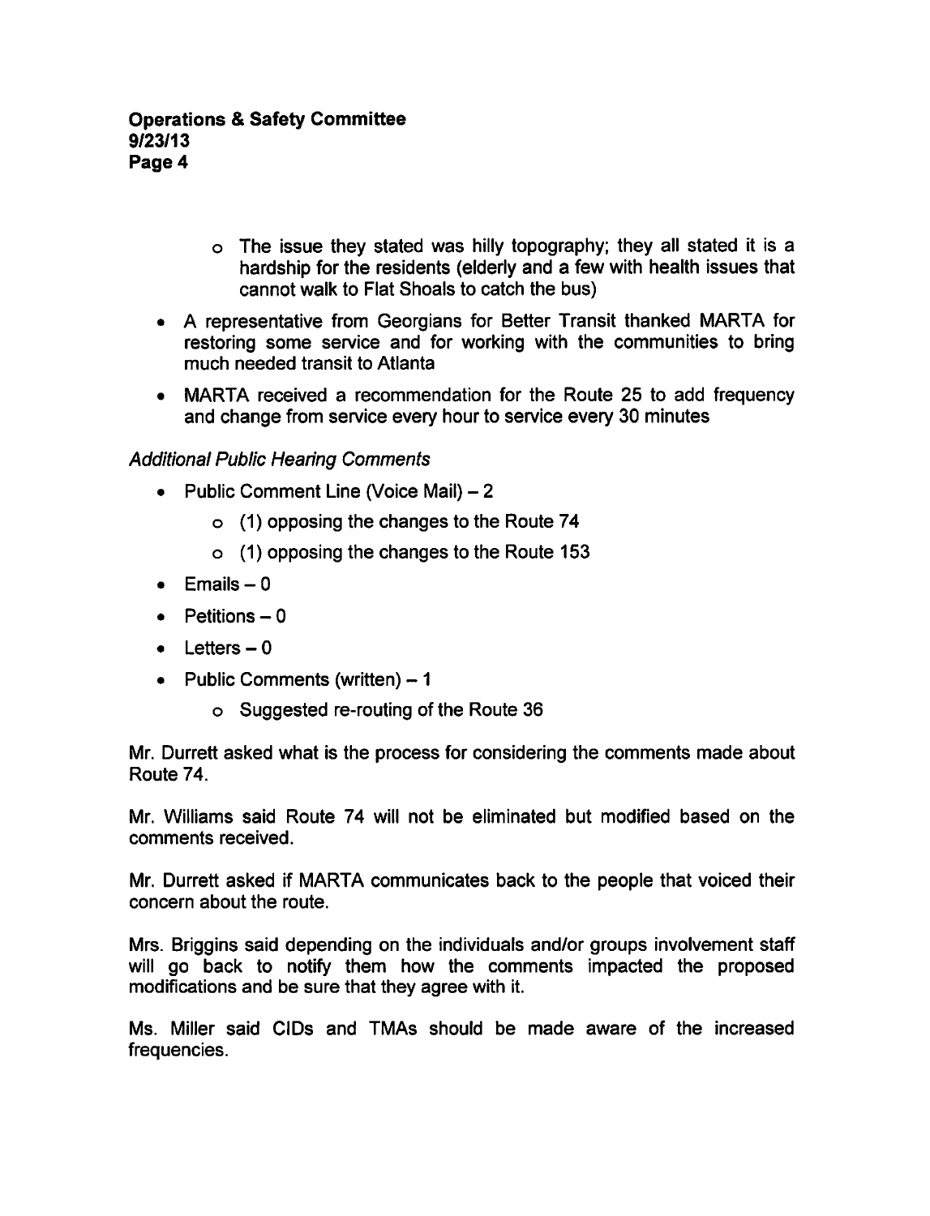- The issue they stated was hilly topography; they all stated it is a hardship for the residents (elderly and a few with health issues that cannot walk to Flat Shoals to catch the bus)

- A representative from Georgians for Better Transit thanked MARTA for restoring some service and for working with the communities to bring much needed transit to Atlanta
- MARTA received a recommendation for the Route 25 to add frequency and change from service every hour to service every 30 minutes

*Additional Public Hearing Comments*

- Public Comment Line (Voice Mail) – 2
  - (1) opposing the changes to the Route 74
  - (1) opposing the changes to the Route 153
- Emails – 0
- Petitions – 0
- Letters – 0
- Public Comments (written) – 1
  - Suggested re-routing of the Route 36

Mr. Durrett asked what is the process for considering the comments made about Route 74.

Mr. Williams said Route 74 will not be eliminated but modified based on the comments received.

Mr. Durrett asked if MARTA communicates back to the people that voiced their concern about the route.

Mrs. Briggins said depending on the individuals and/or groups involvement staff will go back to notify them how the comments impacted the proposed modifications and be sure that they agree with it.

Ms. Miller said CIDs and TMAs should be made aware of the increased frequencies.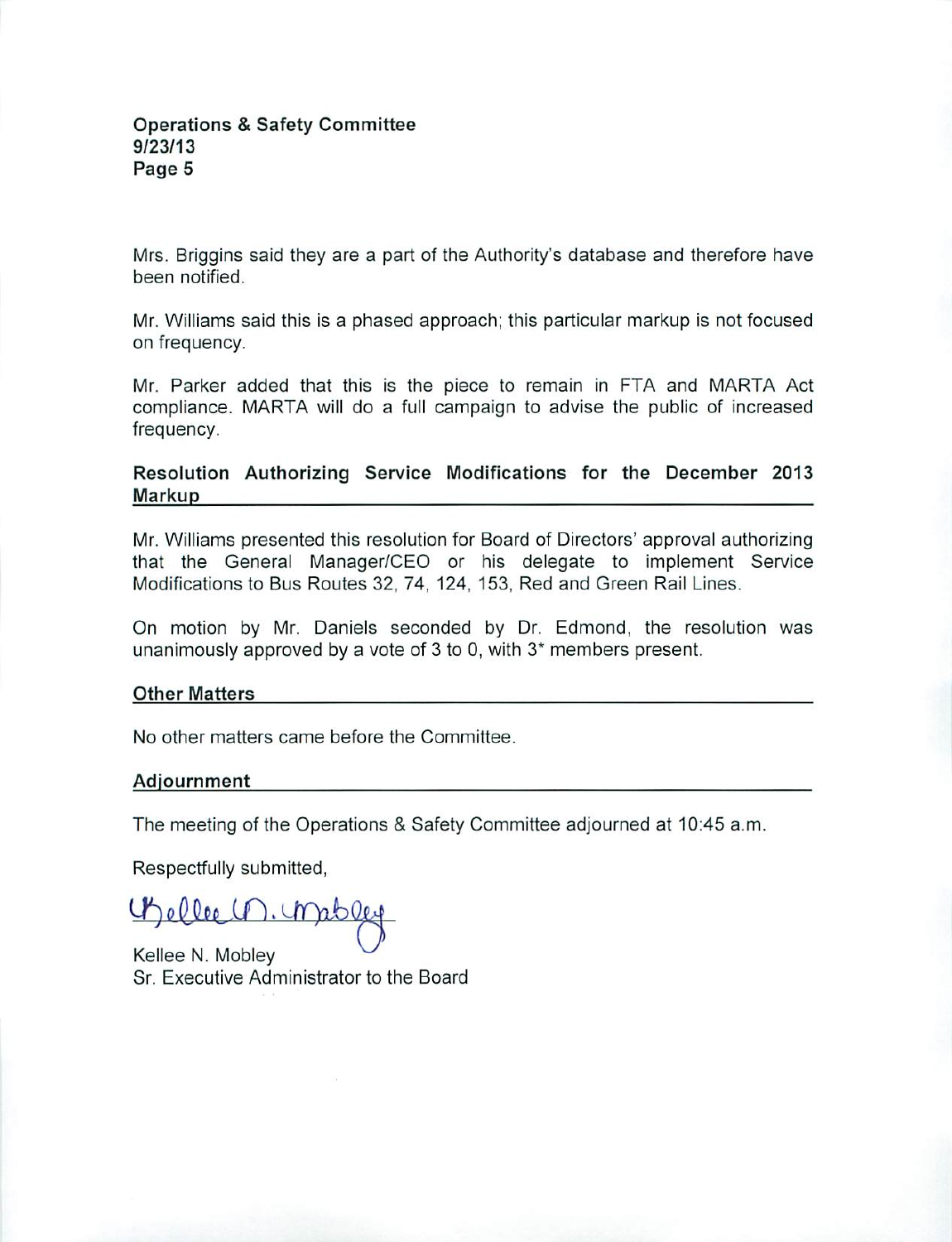Mrs. Briggins said they are a part of the Authority's database and therefore have been notified.

Mr. Williams said this is a phased approach; this particular markup is not focused on frequency.

Mr. Parker added that this is the piece to remain in FTA and MARTA Act compliance. MARTA will do a full campaign to advise the public of increased frequency.

## Resolution Authorizing Service Modifications for the December 2013 Markup

Mr. Williams presented this resolution for Board of Directors' approval authorizing that the General Manager/CEO or his delegate to implement Service Modifications to Bus Routes 32, 74, 124, 153, Red and Green Rail Lines.

On motion by Mr. Daniels seconded by Dr. Edmond, the resolution was unanimously approved by a vote of 3 to 0, with 3* members present.

## Other Matters

No other matters came before the Committee.

## Adjournment

The meeting of the Operations & Safety Committee adjourned at 10:45 a.m.

Respectfully submitted,

Kellee N. Mobley
Sr. Executive Administrator to the Board